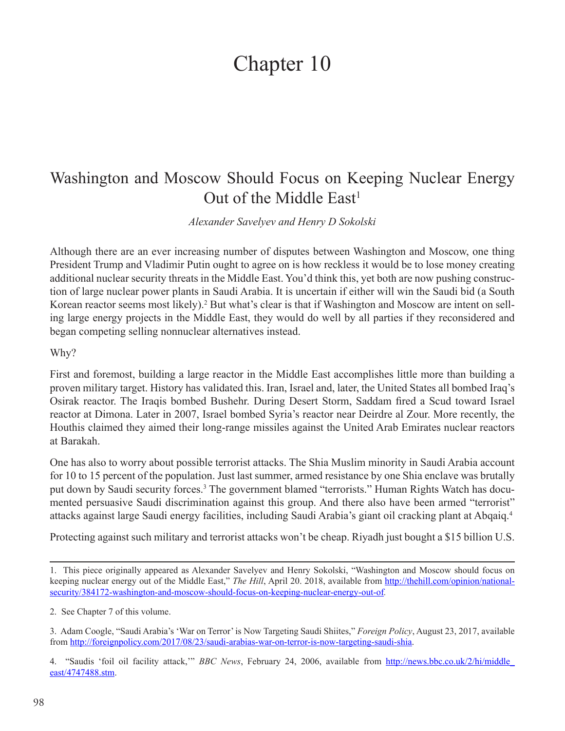# Chapter 10

## Washington and Moscow Should Focus on Keeping Nuclear Energy Out of the Middle East[1]

*Alexander Savelyev and Henry D Sokolski*

Although there are an ever increasing number of disputes between Washington and Moscow, one thing President Trump and Vladimir Putin ought to agree on is how reckless it would be to lose money creating additional nuclear security threats in the Middle East. You'd think this, yet both are now pushing construction of large nuclear power plants in Saudi Arabia. It is uncertain if either will win the Saudi bid (a South Korean reactor seems most likely).[2] But what's clear is that if Washington and Moscow are intent on selling large energy projects in the Middle East, they would do well by all parties if they reconsidered and began competing selling nonnuclear alternatives instead.

Why?

First and foremost, building a large reactor in the Middle East accomplishes little more than building a proven military target. History has validated this. Iran, Israel and, later, the United States all bombed Iraq's Osirak reactor. The Iraqis bombed Bushehr. During Desert Storm, Saddam fired a Scud toward Israel reactor at Dimona. Later in 2007, Israel bombed Syria's reactor near Deirdre al Zour. More recently, the Houthis claimed they aimed their long-range missiles against the United Arab Emirates nuclear reactors at Barakah.

One has also to worry about possible terrorist attacks. The Shia Muslim minority in Saudi Arabia account for 10 to 15 percent of the population. Just last summer, armed resistance by one Shia enclave was brutally put down by Saudi security forces.[3] The government blamed "terrorists." Human Rights Watch has documented persuasive Saudi discrimination against this group. And there also have been armed "terrorist" attacks against large Saudi energy facilities, including Saudi Arabia's giant oil cracking plant at Abqaiq.[4]

Protecting against such military and terrorist attacks won't be cheap. Riyadh just bought a $15 billion U.S.

---

1. This piece originally appeared as Alexander Savelyev and Henry Sokolski, "Washington and Moscow should focus on keeping nuclear energy out of the Middle East," *The Hill*, April 20. 2018, available from http://thehill.com/opinion/national-security/384172-washington-and-moscow-should-focus-on-keeping-nuclear-energy-out-of.

2. See Chapter 7 of this volume.

3. Adam Coogle, "Saudi Arabia's 'War on Terror' is Now Targeting Saudi Shiites," *Foreign Policy*, August 23, 2017, available from http://foreignpolicy.com/2017/08/23/saudi-arabias-war-on-terror-is-now-targeting-saudi-shia.

4. "Saudis 'foil oil facility attack,'" *BBC News*, February 24, 2006, available from http://news.bbc.co.uk/2/hi/middle_east/4747488.stm.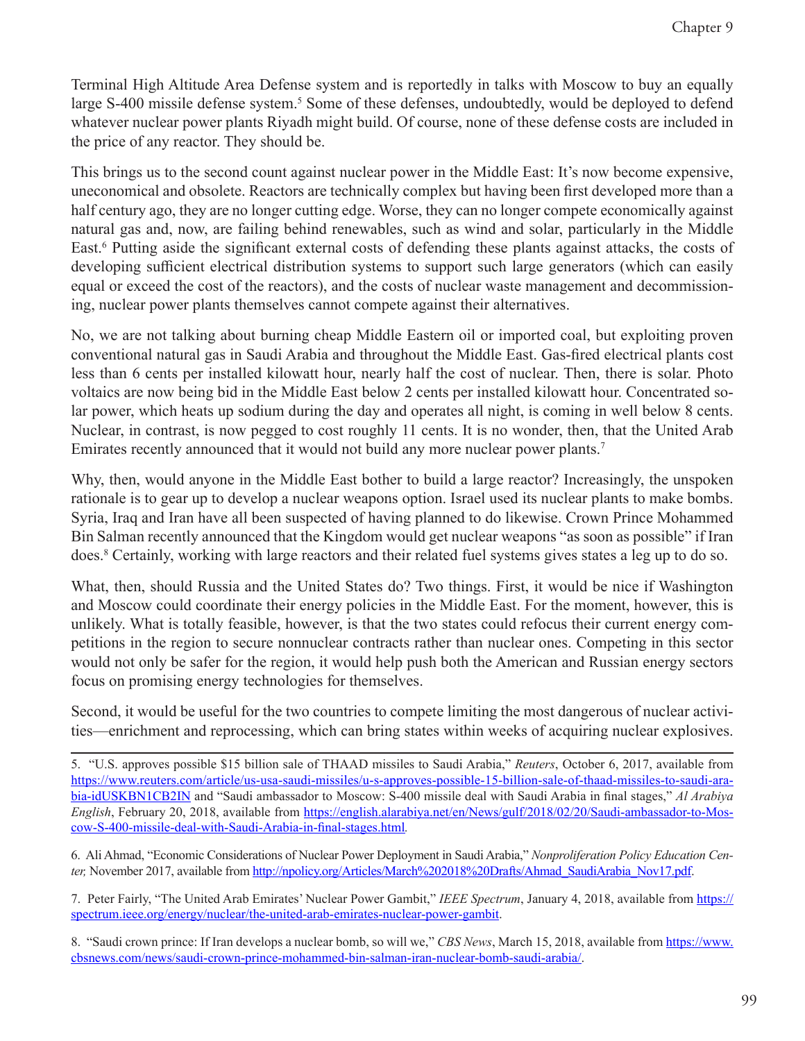Terminal High Altitude Area Defense system and is reportedly in talks with Moscow to buy an equally large S-400 missile defense system.[5] Some of these defenses, undoubtedly, would be deployed to defend whatever nuclear power plants Riyadh might build. Of course, none of these defense costs are included in the price of any reactor. They should be.

This brings us to the second count against nuclear power in the Middle East: It's now become expensive, uneconomical and obsolete. Reactors are technically complex but having been first developed more than a half century ago, they are no longer cutting edge. Worse, they can no longer compete economically against natural gas and, now, are failing behind renewables, such as wind and solar, particularly in the Middle East.[6] Putting aside the significant external costs of defending these plants against attacks, the costs of developing sufficient electrical distribution systems to support such large generators (which can easily equal or exceed the cost of the reactors), and the costs of nuclear waste management and decommissioning, nuclear power plants themselves cannot compete against their alternatives.

No, we are not talking about burning cheap Middle Eastern oil or imported coal, but exploiting proven conventional natural gas in Saudi Arabia and throughout the Middle East. Gas-fired electrical plants cost less than 6 cents per installed kilowatt hour, nearly half the cost of nuclear. Then, there is solar. Photo voltaics are now being bid in the Middle East below 2 cents per installed kilowatt hour. Concentrated solar power, which heats up sodium during the day and operates all night, is coming in well below 8 cents. Nuclear, in contrast, is now pegged to cost roughly 11 cents. It is no wonder, then, that the United Arab Emirates recently announced that it would not build any more nuclear power plants.[7]

Why, then, would anyone in the Middle East bother to build a large reactor? Increasingly, the unspoken rationale is to gear up to develop a nuclear weapons option. Israel used its nuclear plants to make bombs. Syria, Iraq and Iran have all been suspected of having planned to do likewise. Crown Prince Mohammed Bin Salman recently announced that the Kingdom would get nuclear weapons "as soon as possible" if Iran does.[8] Certainly, working with large reactors and their related fuel systems gives states a leg up to do so.

What, then, should Russia and the United States do? Two things. First, it would be nice if Washington and Moscow could coordinate their energy policies in the Middle East. For the moment, however, this is unlikely. What is totally feasible, however, is that the two states could refocus their current energy competitions in the region to secure nonnuclear contracts rather than nuclear ones. Competing in this sector would not only be safer for the region, it would help push both the American and Russian energy sectors focus on promising energy technologies for themselves.

Second, it would be useful for the two countries to compete limiting the most dangerous of nuclear activities—enrichment and reprocessing, which can bring states within weeks of acquiring nuclear explosives.

---

5. "U.S. approves possible $15 billion sale of THAAD missiles to Saudi Arabia," *Reuters*, October 6, 2017, available from https://www.reuters.com/article/us-usa-saudi-missiles/u-s-approves-possible-15-billion-sale-of-thaad-missiles-to-saudi-arabia-idUSKBN1CB2IN and "Saudi ambassador to Moscow: S-400 missile deal with Saudi Arabia in final stages," *Al Arabiya English*, February 20, 2018, available from https://english.alarabiya.net/en/News/gulf/2018/02/20/Saudi-ambassador-to-Moscow-S-400-missile-deal-with-Saudi-Arabia-in-final-stages.html.

6. Ali Ahmad, "Economic Considerations of Nuclear Power Deployment in Saudi Arabia," *Nonproliferation Policy Education Center,* November 2017, available from http://npolicy.org/Articles/March%202018%20Drafts/Ahmad_SaudiArabia_Nov17.pdf.

7. Peter Fairly, "The United Arab Emirates' Nuclear Power Gambit," *IEEE Spectrum*, January 4, 2018, available from https://spectrum.ieee.org/energy/nuclear/the-united-arab-emirates-nuclear-power-gambit.

8. "Saudi crown prince: If Iran develops a nuclear bomb, so will we," *CBS News*, March 15, 2018, available from https://www.cbsnews.com/news/saudi-crown-prince-mohammed-bin-salman-iran-nuclear-bomb-saudi-arabia/.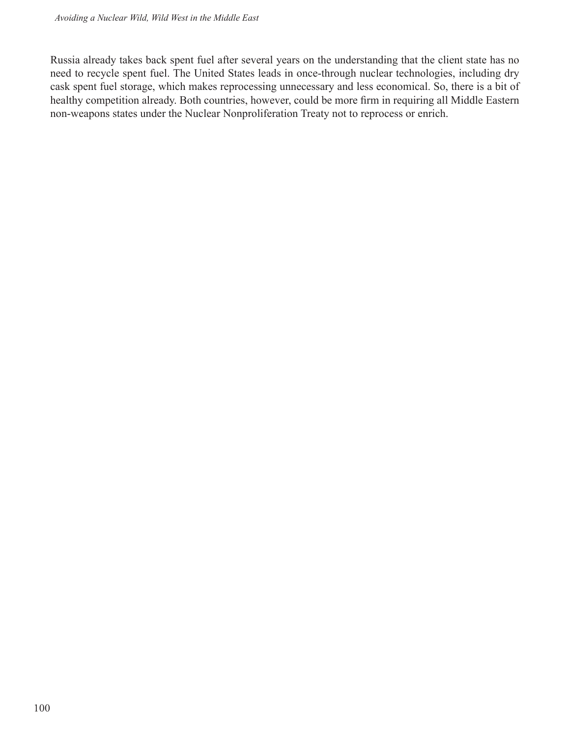Russia already takes back spent fuel after several years on the understanding that the client state has no need to recycle spent fuel. The United States leads in once-through nuclear technologies, including dry cask spent fuel storage, which makes reprocessing unnecessary and less economical. So, there is a bit of healthy competition already. Both countries, however, could be more firm in requiring all Middle Eastern non-weapons states under the Nuclear Nonproliferation Treaty not to reprocess or enrich.